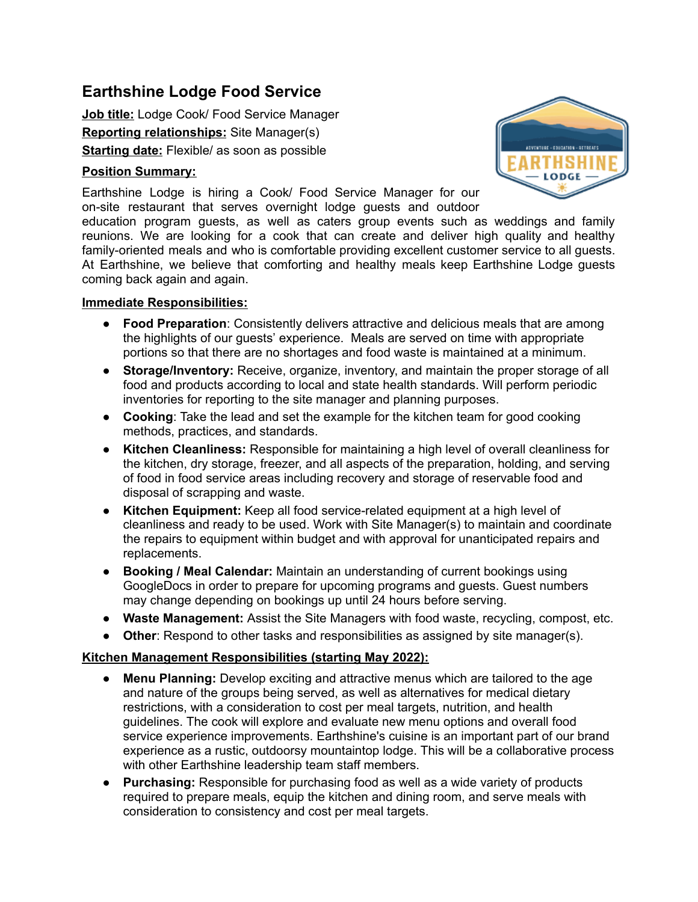# Earthshine Lodge Food Service

**Job title:** Lodge Cook/ Food Service Manager

**Reporting relationships:** Site Manager(s)

**Starting date:** Flexible/ as soon as possible

**Position Summary:**

Earthshine Lodge is hiring a Cook/ Food Service Manager for our on-site restaurant that serves overnight lodge guests and outdoor education program guests, as well as caters group events such as weddings and family reunions. We are looking for a cook that can create and deliver high quality and healthy family-oriented meals and who is comfortable providing excellent customer service to all guests. At Earthshine, we believe that comforting and healthy meals keep Earthshine Lodge guests coming back again and again.

**Immediate Responsibilities:**

- **Food Preparation**: Consistently delivers attractive and delicious meals that are among the highlights of our guests' experience. Meals are served on time with appropriate portions so that there are no shortages and food waste is maintained at a minimum.
- **Storage/Inventory:** Receive, organize, inventory, and maintain the proper storage of all food and products according to local and state health standards. Will perform periodic inventories for reporting to the site manager and planning purposes.
- **Cooking**: Take the lead and set the example for the kitchen team for good cooking methods, practices, and standards.
- **Kitchen Cleanliness:** Responsible for maintaining a high level of overall cleanliness for the kitchen, dry storage, freezer, and all aspects of the preparation, holding, and serving of food in food service areas including recovery and storage of reservable food and disposal of scrapping and waste.
- **Kitchen Equipment:** Keep all food service-related equipment at a high level of cleanliness and ready to be used. Work with Site Manager(s) to maintain and coordinate the repairs to equipment within budget and with approval for unanticipated repairs and replacements.
- **Booking / Meal Calendar:** Maintain an understanding of current bookings using GoogleDocs in order to prepare for upcoming programs and guests. Guest numbers may change depending on bookings up until 24 hours before serving.
- **Waste Management:** Assist the Site Managers with food waste, recycling, compost, etc.
- **Other**: Respond to other tasks and responsibilities as assigned by site manager(s).

**Kitchen Management Responsibilities (starting May 2022):**

- **Menu Planning:** Develop exciting and attractive menus which are tailored to the age and nature of the groups being served, as well as alternatives for medical dietary restrictions, with a consideration to cost per meal targets, nutrition, and health guidelines. The cook will explore and evaluate new menu options and overall food service experience improvements. Earthshine's cuisine is an important part of our brand experience as a rustic, outdoorsy mountaintop lodge. This will be a collaborative process with other Earthshine leadership team staff members.
- **Purchasing:** Responsible for purchasing food as well as a wide variety of products required to prepare meals, equip the kitchen and dining room, and serve meals with consideration to consistency and cost per meal targets.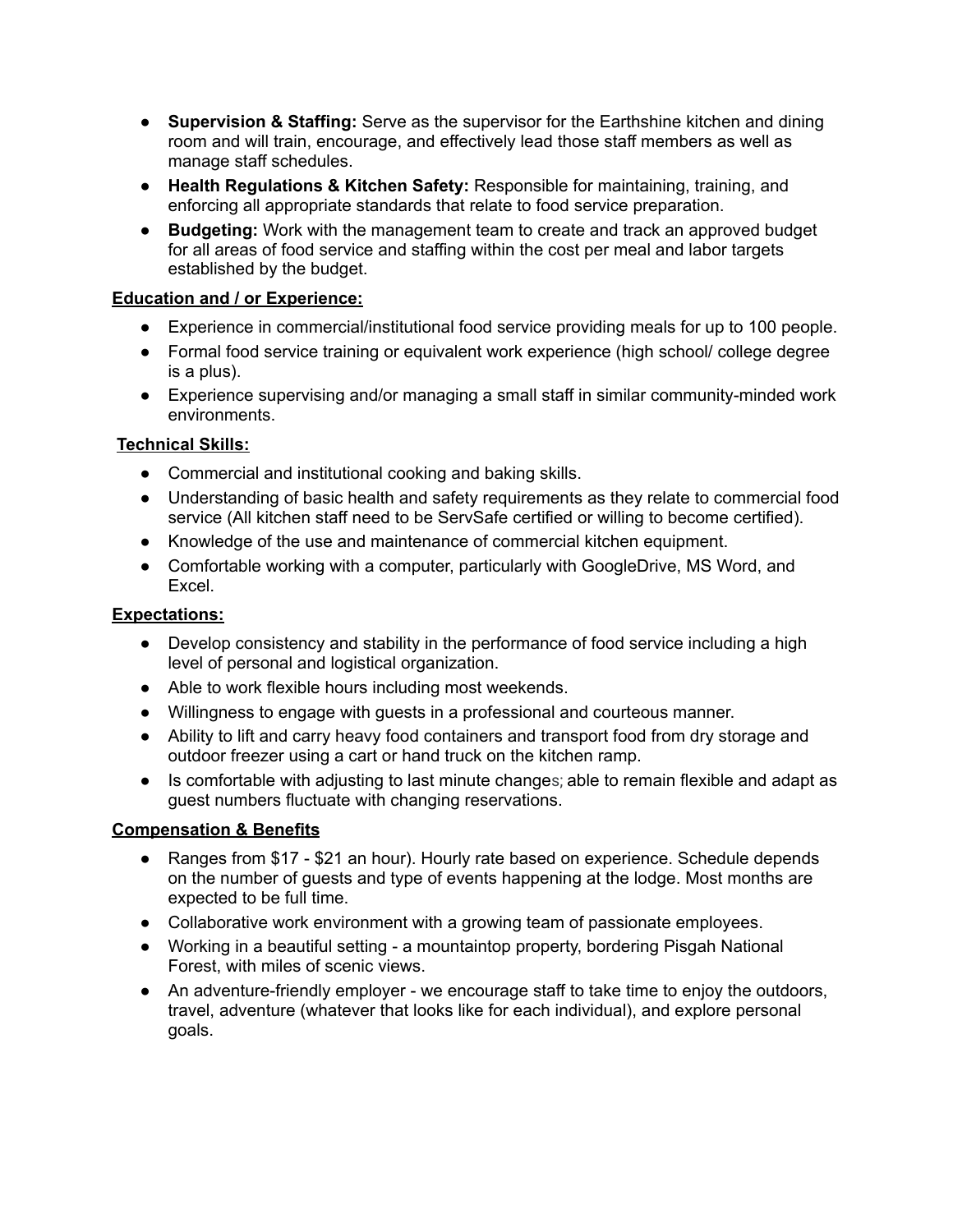- **Supervision & Staffing:** Serve as the supervisor for the Earthshine kitchen and dining room and will train, encourage, and effectively lead those staff members as well as manage staff schedules.
- **Health Regulations & Kitchen Safety:** Responsible for maintaining, training, and enforcing all appropriate standards that relate to food service preparation.
- **Budgeting:** Work with the management team to create and track an approved budget for all areas of food service and staffing within the cost per meal and labor targets established by the budget.

**Education and / or Experience:**

- Experience in commercial/institutional food service providing meals for up to 100 people.
- Formal food service training or equivalent work experience (high school/ college degree is a plus).
- Experience supervising and/or managing a small staff in similar community-minded work environments.

**Technical Skills:**

- Commercial and institutional cooking and baking skills.
- Understanding of basic health and safety requirements as they relate to commercial food service (All kitchen staff need to be ServSafe certified or willing to become certified).
- Knowledge of the use and maintenance of commercial kitchen equipment.
- Comfortable working with a computer, particularly with GoogleDrive, MS Word, and Excel.

**Expectations:**

- Develop consistency and stability in the performance of food service including a high level of personal and logistical organization.
- Able to work flexible hours including most weekends.
- Willingness to engage with guests in a professional and courteous manner.
- Ability to lift and carry heavy food containers and transport food from dry storage and outdoor freezer using a cart or hand truck on the kitchen ramp.
- Is comfortable with adjusting to last minute changes; able to remain flexible and adapt as guest numbers fluctuate with changing reservations.

**Compensation & Benefits**

- Ranges from $17 - $21 an hour). Hourly rate based on experience. Schedule depends on the number of guests and type of events happening at the lodge. Most months are expected to be full time.
- Collaborative work environment with a growing team of passionate employees.
- Working in a beautiful setting - a mountaintop property, bordering Pisgah National Forest, with miles of scenic views.
- An adventure-friendly employer - we encourage staff to take time to enjoy the outdoors, travel, adventure (whatever that looks like for each individual), and explore personal goals.